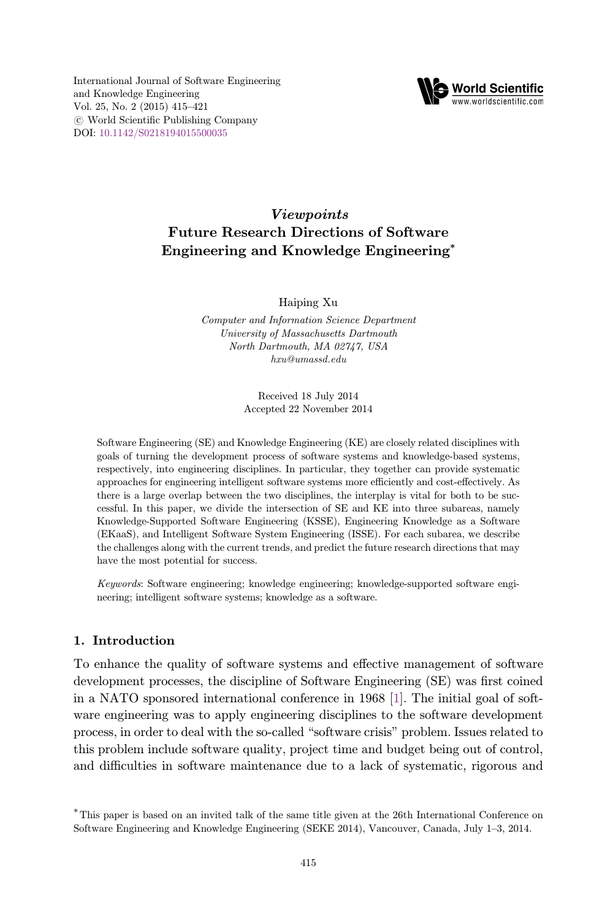*Viewpoints*

# Future Research Directions of Software Engineering and Knowledge Engineering*

Haiping Xu

*Computer and Information Science Department*
*University of Massachusetts Dartmouth*
*North Dartmouth, MA 02747, USA*
*hxu@umassd.edu*

Received 18 July 2014
Accepted 22 November 2014

Software Engineering (SE) and Knowledge Engineering (KE) are closely related disciplines with goals of turning the development process of software systems and knowledge-based systems, respectively, into engineering disciplines. In particular, they together can provide systematic approaches for engineering intelligent software systems more efficiently and cost-effectively. As there is a large overlap between the two disciplines, the interplay is vital for both to be successful. In this paper, we divide the intersection of SE and KE into three subareas, namely Knowledge-Supported Software Engineering (KSSE), Engineering Knowledge as a Software (EKaaS), and Intelligent Software System Engineering (ISSE). For each subarea, we describe the challenges along with the current trends, and predict the future research directions that may have the most potential for success.

*Keywords*: Software engineering; knowledge engineering; knowledge-supported software engineering; intelligent software systems; knowledge as a software.

## 1. Introduction

To enhance the quality of software systems and effective management of software development processes, the discipline of Software Engineering (SE) was first coined in a NATO sponsored international conference in 1968 [1]. The initial goal of software engineering was to apply engineering disciplines to the software development process, in order to deal with the so-called "software crisis" problem. Issues related to this problem include software quality, project time and budget being out of control, and difficulties in software maintenance due to a lack of systematic, rigorous and

*This paper is based on an invited talk of the same title given at the 26th International Conference on Software Engineering and Knowledge Engineering (SEKE 2014), Vancouver, Canada, July 1–3, 2014.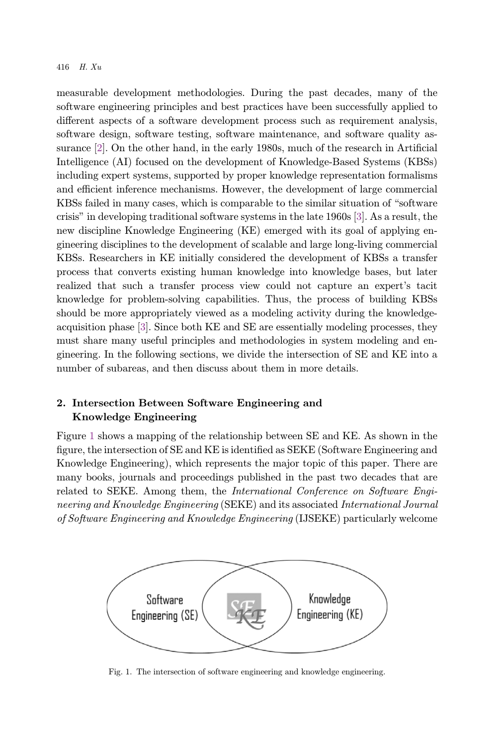measurable development methodologies. During the past decades, many of the software engineering principles and best practices have been successfully applied to different aspects of a software development process such as requirement analysis, software design, software testing, software maintenance, and software quality assurance [2]. On the other hand, in the early 1980s, much of the research in Artificial Intelligence (AI) focused on the development of Knowledge-Based Systems (KBSs) including expert systems, supported by proper knowledge representation formalisms and efficient inference mechanisms. However, the development of large commercial KBSs failed in many cases, which is comparable to the similar situation of "software crisis" in developing traditional software systems in the late 1960s [3]. As a result, the new discipline Knowledge Engineering (KE) emerged with its goal of applying engineering disciplines to the development of scalable and large long-living commercial KBSs. Researchers in KE initially considered the development of KBSs a transfer process that converts existing human knowledge into knowledge bases, but later realized that such a transfer process view could not capture an expert's tacit knowledge for problem-solving capabilities. Thus, the process of building KBSs should be more appropriately viewed as a modeling activity during the knowledge-acquisition phase [3]. Since both KE and SE are essentially modeling processes, they must share many useful principles and methodologies in system modeling and engineering. In the following sections, we divide the intersection of SE and KE into a number of subareas, and then discuss about them in more details.

## 2. Intersection Between Software Engineering and Knowledge Engineering

Figure 1 shows a mapping of the relationship between SE and KE. As shown in the figure, the intersection of SE and KE is identified as SEKE (Software Engineering and Knowledge Engineering), which represents the major topic of this paper. There are many books, journals and proceedings published in the past two decades that are related to SEKE. Among them, the *International Conference on Software Engineering and Knowledge Engineering* (SEKE) and its associated *International Journal of Software Engineering and Knowledge Engineering* (IJSEKE) particularly welcome

Software Engineering (SE) | SEKE | Knowledge Engineering (KE)

Fig. 1. The intersection of software engineering and knowledge engineering.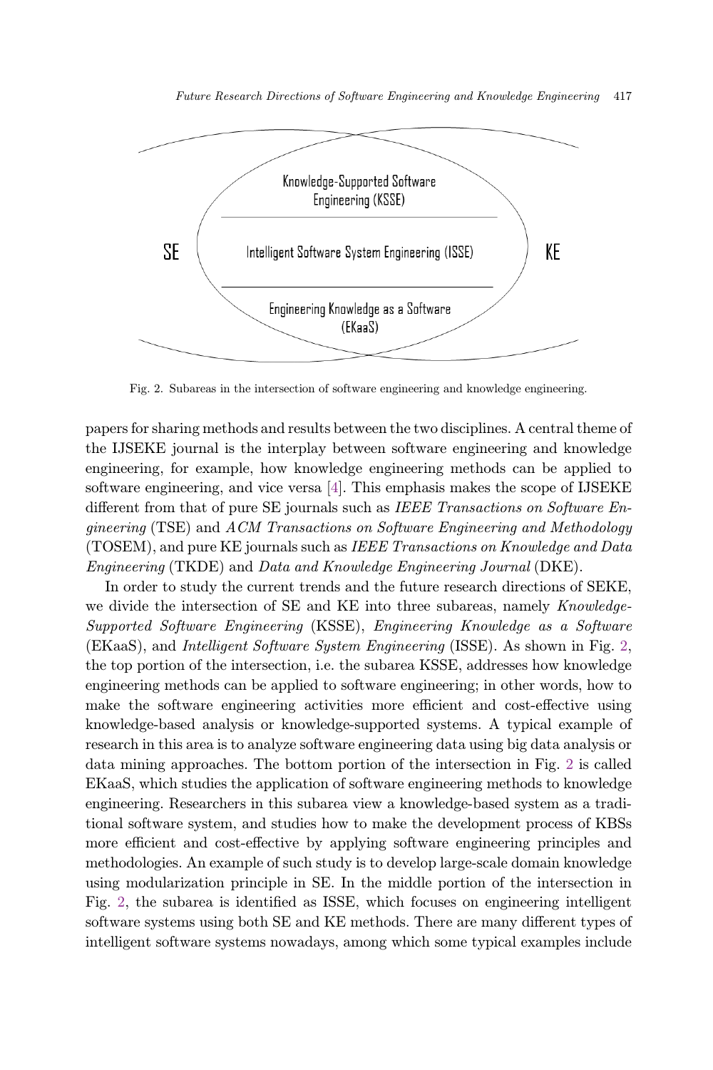SE

Knowledge-Supported Software Engineering (KSSE)

Intelligent Software System Engineering (ISSE)

Engineering Knowledge as a Software (EKaaS)

KE

Fig. 2. Subareas in the intersection of software engineering and knowledge engineering.

papers for sharing methods and results between the two disciplines. A central theme of the IJSEKE journal is the interplay between software engineering and knowledge engineering, for example, how knowledge engineering methods can be applied to software engineering, and vice versa [4]. This emphasis makes the scope of IJSEKE different from that of pure SE journals such as *IEEE Transactions on Software Engineering* (TSE) and *ACM Transactions on Software Engineering and Methodology* (TOSEM), and pure KE journals such as *IEEE Transactions on Knowledge and Data Engineering* (TKDE) and *Data and Knowledge Engineering Journal* (DKE).

In order to study the current trends and the future research directions of SEKE, we divide the intersection of SE and KE into three subareas, namely *Knowledge-Supported Software Engineering* (KSSE), *Engineering Knowledge as a Software* (EKaaS), and *Intelligent Software System Engineering* (ISSE). As shown in Fig. 2, the top portion of the intersection, i.e. the subarea KSSE, addresses how knowledge engineering methods can be applied to software engineering; in other words, how to make the software engineering activities more efficient and cost-effective using knowledge-based analysis or knowledge-supported systems. A typical example of research in this area is to analyze software engineering data using big data analysis or data mining approaches. The bottom portion of the intersection in Fig. 2 is called EKaaS, which studies the application of software engineering methods to knowledge engineering. Researchers in this subarea view a knowledge-based system as a traditional software system, and studies how to make the development process of KBSs more efficient and cost-effective by applying software engineering principles and methodologies. An example of such study is to develop large-scale domain knowledge using modularization principle in SE. In the middle portion of the intersection in Fig. 2, the subarea is identified as ISSE, which focuses on engineering intelligent software systems using both SE and KE methods. There are many different types of intelligent software systems nowadays, among which some typical examples include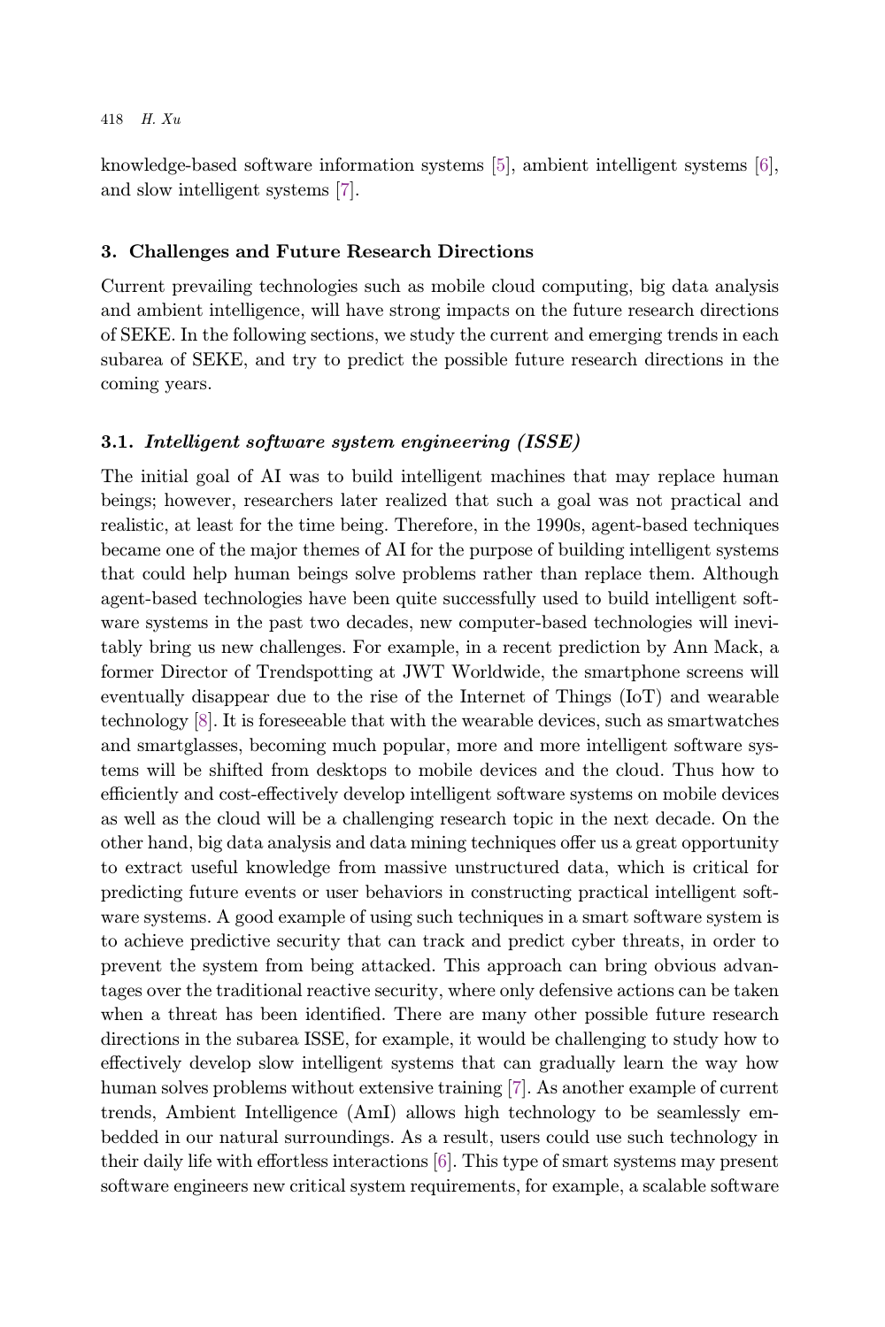knowledge-based software information systems [5], ambient intelligent systems [6], and slow intelligent systems [7].

## 3. Challenges and Future Research Directions

Current prevailing technologies such as mobile cloud computing, big data analysis and ambient intelligence, will have strong impacts on the future research directions of SEKE. In the following sections, we study the current and emerging trends in each subarea of SEKE, and try to predict the possible future research directions in the coming years.

### 3.1. *Intelligent software system engineering (ISSE)*

The initial goal of AI was to build intelligent machines that may replace human beings; however, researchers later realized that such a goal was not practical and realistic, at least for the time being. Therefore, in the 1990s, agent-based techniques became one of the major themes of AI for the purpose of building intelligent systems that could help human beings solve problems rather than replace them. Although agent-based technologies have been quite successfully used to build intelligent software systems in the past two decades, new computer-based technologies will inevitably bring us new challenges. For example, in a recent prediction by Ann Mack, a former Director of Trendspotting at JWT Worldwide, the smartphone screens will eventually disappear due to the rise of the Internet of Things (IoT) and wearable technology [8]. It is foreseeable that with the wearable devices, such as smartwatches and smartglasses, becoming much popular, more and more intelligent software systems will be shifted from desktops to mobile devices and the cloud. Thus how to efficiently and cost-effectively develop intelligent software systems on mobile devices as well as the cloud will be a challenging research topic in the next decade. On the other hand, big data analysis and data mining techniques offer us a great opportunity to extract useful knowledge from massive unstructured data, which is critical for predicting future events or user behaviors in constructing practical intelligent software systems. A good example of using such techniques in a smart software system is to achieve predictive security that can track and predict cyber threats, in order to prevent the system from being attacked. This approach can bring obvious advantages over the traditional reactive security, where only defensive actions can be taken when a threat has been identified. There are many other possible future research directions in the subarea ISSE, for example, it would be challenging to study how to effectively develop slow intelligent systems that can gradually learn the way how human solves problems without extensive training [7]. As another example of current trends, Ambient Intelligence (AmI) allows high technology to be seamlessly embedded in our natural surroundings. As a result, users could use such technology in their daily life with effortless interactions [6]. This type of smart systems may present software engineers new critical system requirements, for example, a scalable software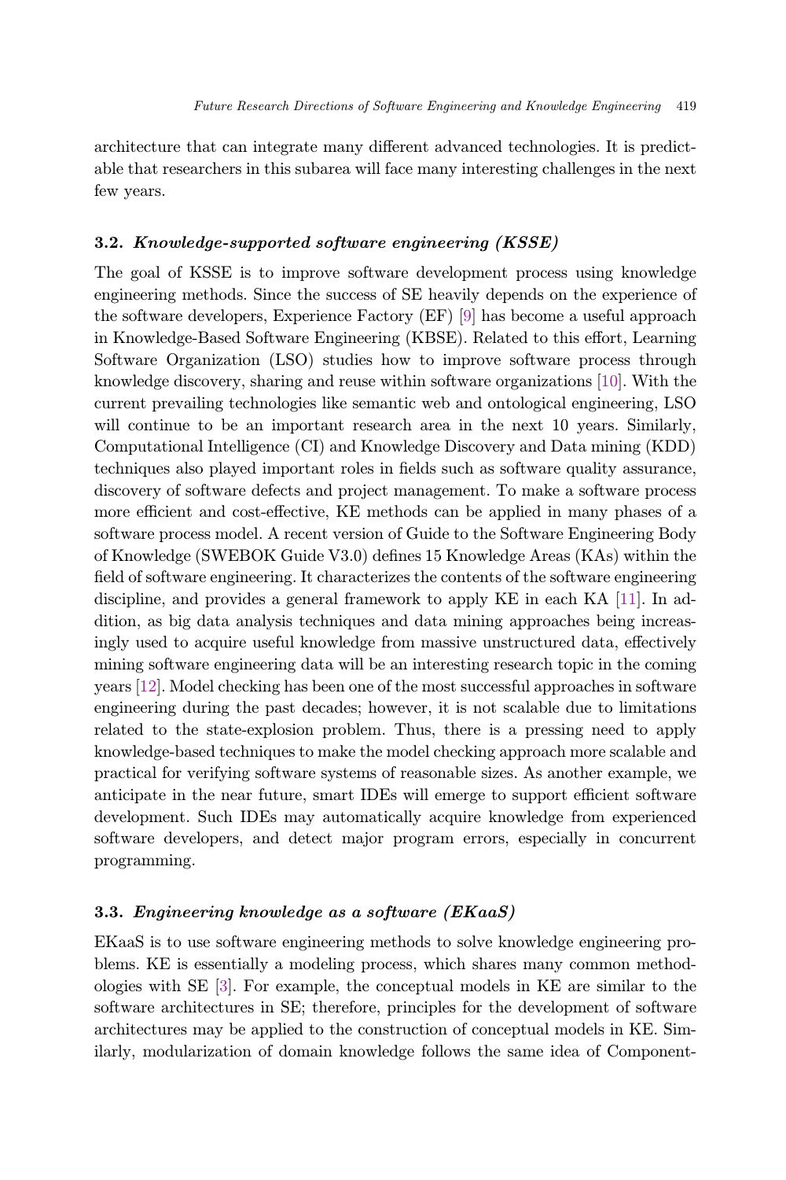architecture that can integrate many different advanced technologies. It is predictable that researchers in this subarea will face many interesting challenges in the next few years.

### 3.2. *Knowledge-supported software engineering (KSSE)*

The goal of KSSE is to improve software development process using knowledge engineering methods. Since the success of SE heavily depends on the experience of the software developers, Experience Factory (EF) [9] has become a useful approach in Knowledge-Based Software Engineering (KBSE). Related to this effort, Learning Software Organization (LSO) studies how to improve software process through knowledge discovery, sharing and reuse within software organizations [10]. With the current prevailing technologies like semantic web and ontological engineering, LSO will continue to be an important research area in the next 10 years. Similarly, Computational Intelligence (CI) and Knowledge Discovery and Data mining (KDD) techniques also played important roles in fields such as software quality assurance, discovery of software defects and project management. To make a software process more efficient and cost-effective, KE methods can be applied in many phases of a software process model. A recent version of Guide to the Software Engineering Body of Knowledge (SWEBOK Guide V3.0) defines 15 Knowledge Areas (KAs) within the field of software engineering. It characterizes the contents of the software engineering discipline, and provides a general framework to apply KE in each KA [11]. In addition, as big data analysis techniques and data mining approaches being increasingly used to acquire useful knowledge from massive unstructured data, effectively mining software engineering data will be an interesting research topic in the coming years [12]. Model checking has been one of the most successful approaches in software engineering during the past decades; however, it is not scalable due to limitations related to the state-explosion problem. Thus, there is a pressing need to apply knowledge-based techniques to make the model checking approach more scalable and practical for verifying software systems of reasonable sizes. As another example, we anticipate in the near future, smart IDEs will emerge to support efficient software development. Such IDEs may automatically acquire knowledge from experienced software developers, and detect major program errors, especially in concurrent programming.

### 3.3. *Engineering knowledge as a software (EKaaS)*

EKaaS is to use software engineering methods to solve knowledge engineering problems. KE is essentially a modeling process, which shares many common methodologies with SE [3]. For example, the conceptual models in KE are similar to the software architectures in SE; therefore, principles for the development of software architectures may be applied to the construction of conceptual models in KE. Similarly, modularization of domain knowledge follows the same idea of Component-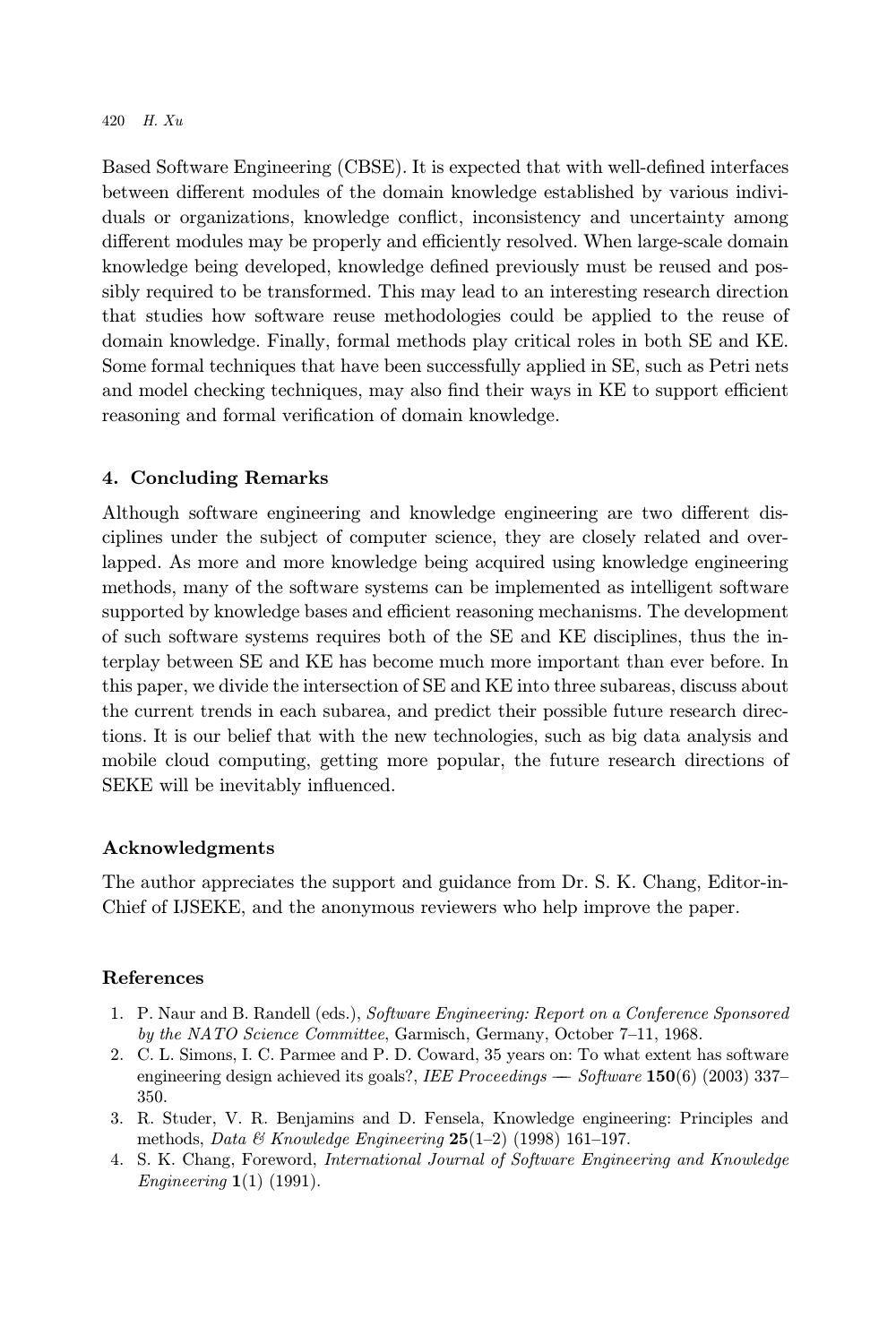Based Software Engineering (CBSE). It is expected that with well-defined interfaces between different modules of the domain knowledge established by various individuals or organizations, knowledge conflict, inconsistency and uncertainty among different modules may be properly and efficiently resolved. When large-scale domain knowledge being developed, knowledge defined previously must be reused and possibly required to be transformed. This may lead to an interesting research direction that studies how software reuse methodologies could be applied to the reuse of domain knowledge. Finally, formal methods play critical roles in both SE and KE. Some formal techniques that have been successfully applied in SE, such as Petri nets and model checking techniques, may also find their ways in KE to support efficient reasoning and formal verification of domain knowledge.

## 4. Concluding Remarks

Although software engineering and knowledge engineering are two different disciplines under the subject of computer science, they are closely related and overlapped. As more and more knowledge being acquired using knowledge engineering methods, many of the software systems can be implemented as intelligent software supported by knowledge bases and efficient reasoning mechanisms. The development of such software systems requires both of the SE and KE disciplines, thus the interplay between SE and KE has become much more important than ever before. In this paper, we divide the intersection of SE and KE into three subareas, discuss about the current trends in each subarea, and predict their possible future research directions. It is our belief that with the new technologies, such as big data analysis and mobile cloud computing, getting more popular, the future research directions of SEKE will be inevitably influenced.

## Acknowledgments

The author appreciates the support and guidance from Dr. S. K. Chang, Editor-in-Chief of IJSEKE, and the anonymous reviewers who help improve the paper.

## References

1. P. Naur and B. Randell (eds.), *Software Engineering: Report on a Conference Sponsored by the NATO Science Committee*, Garmisch, Germany, October 7–11, 1968.
2. C. L. Simons, I. C. Parmee and P. D. Coward, 35 years on: To what extent has software engineering design achieved its goals?, *IEE Proceedings — Software* **150**(6) (2003) 337–350.
3. R. Studer, V. R. Benjamins and D. Fensela, Knowledge engineering: Principles and methods, *Data & Knowledge Engineering* **25**(1–2) (1998) 161–197.
4. S. K. Chang, Foreword, *International Journal of Software Engineering and Knowledge Engineering* **1**(1) (1991).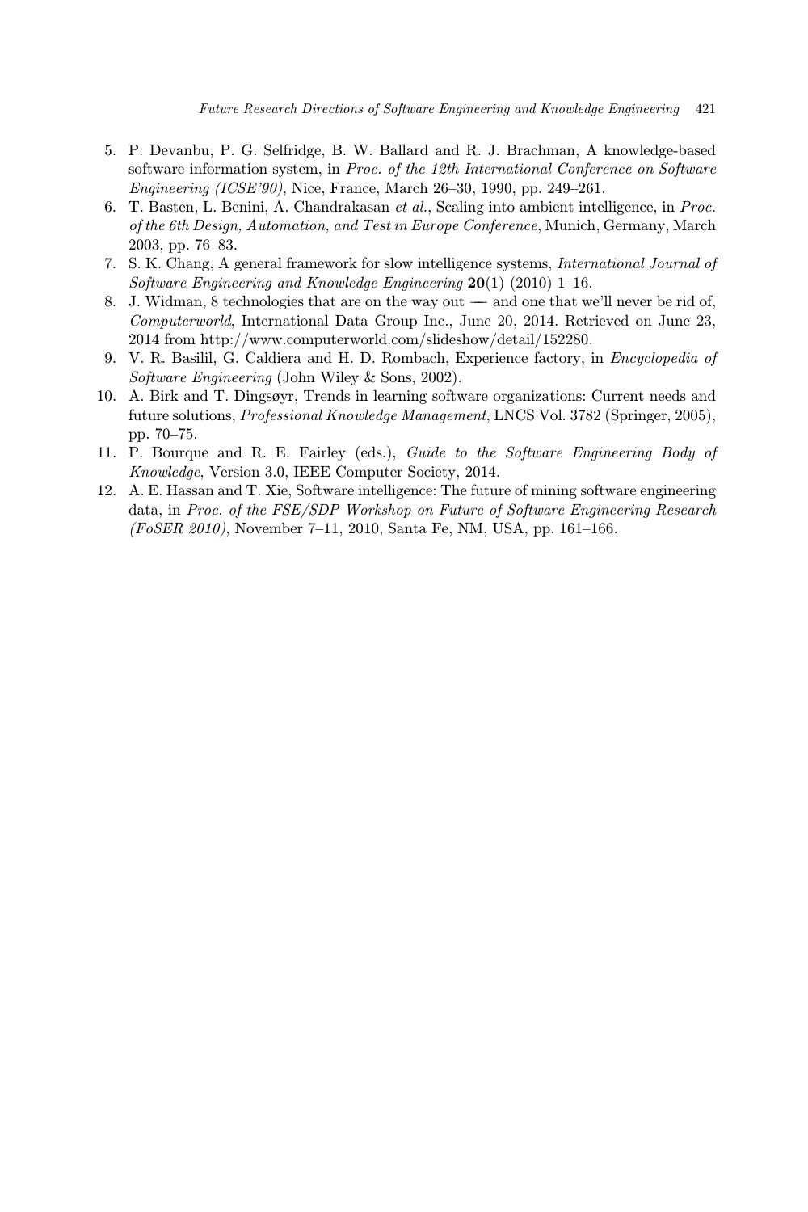5. P. Devanbu, P. G. Selfridge, B. W. Ballard and R. J. Brachman, A knowledge-based software information system, in *Proc. of the 12th International Conference on Software Engineering (ICSE'90)*, Nice, France, March 26–30, 1990, pp. 249–261.
6. T. Basten, L. Benini, A. Chandrakasan *et al.*, Scaling into ambient intelligence, in *Proc. of the 6th Design, Automation, and Test in Europe Conference*, Munich, Germany, March 2003, pp. 76–83.
7. S. K. Chang, A general framework for slow intelligence systems, *International Journal of Software Engineering and Knowledge Engineering* **20**(1) (2010) 1–16.
8. J. Widman, 8 technologies that are on the way out — and one that we'll never be rid of, *Computerworld*, International Data Group Inc., June 20, 2014. Retrieved on June 23, 2014 from http://www.computerworld.com/slideshow/detail/152280.
9. V. R. Basilil, G. Caldiera and H. D. Rombach, Experience factory, in *Encyclopedia of Software Engineering* (John Wiley & Sons, 2002).
10. A. Birk and T. Dingsøyr, Trends in learning software organizations: Current needs and future solutions, *Professional Knowledge Management*, LNCS Vol. 3782 (Springer, 2005), pp. 70–75.
11. P. Bourque and R. E. Fairley (eds.), *Guide to the Software Engineering Body of Knowledge*, Version 3.0, IEEE Computer Society, 2014.
12. A. E. Hassan and T. Xie, Software intelligence: The future of mining software engineering data, in *Proc. of the FSE/SDP Workshop on Future of Software Engineering Research (FoSER 2010)*, November 7–11, 2010, Santa Fe, NM, USA, pp. 161–166.